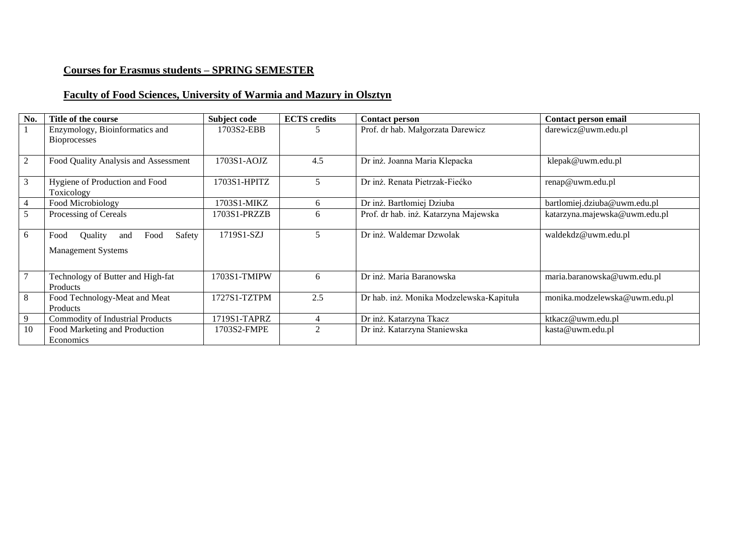**Courses for Erasmus students – SPRING SEMESTER**

**Faculty of Food Sciences, University of Warmia and Mazury in Olsztyn**

| No. | Title of the course | Subject code | ECTS credits | Contact person | Contact person email |
|---|---|---|---|---|---|
| 1 | Enzymology, Bioinformatics and Bioprocesses | 1703S2-EBB | 5 | Prof. dr hab. Małgorzata Darewicz | darewicz@uwm.edu.pl |
| 2 | Food Quality Analysis and Assessment | 1703S1-AOJZ | 4.5 | Dr inż. Joanna Maria Klepacka | klepak@uwm.edu.pl |
| 3 | Hygiene of Production and Food Toxicology | 1703S1-HPITZ | 5 | Dr inż. Renata Pietrzak-Fiećko | renap@uwm.edu.pl |
| 4 | Food Microbiology | 1703S1-MIKZ | 6 | Dr inż. Bartłomiej Dziuba | bartlomiej.dziuba@uwm.edu.pl |
| 5 | Processing of Cereals | 1703S1-PRZZB | 6 | Prof. dr hab. inż. Katarzyna Majewska | katarzyna.majewska@uwm.edu.pl |
| 6 | Food Quality and Food Safety Management Systems | 1719S1-SZJ | 5 | Dr inż. Waldemar Dzwolak | waldekdz@uwm.edu.pl |
| 7 | Technology of Butter and High-fat Products | 1703S1-TMIPW | 6 | Dr inż. Maria Baranowska | maria.baranowska@uwm.edu.pl |
| 8 | Food Technology-Meat and Meat Products | 1727S1-TZTPM | 2.5 | Dr hab. inż. Monika Modzelewska-Kapituła | monika.modzelewska@uwm.edu.pl |
| 9 | Commodity of Industrial Products | 1719S1-TAPRZ | 4 | Dr inż. Katarzyna Tkacz | ktkacz@uwm.edu.pl |
| 10 | Food Marketing and Production Economics | 1703S2-FMPE | 2 | Dr inż. Katarzyna Staniewska | kasta@uwm.edu.pl |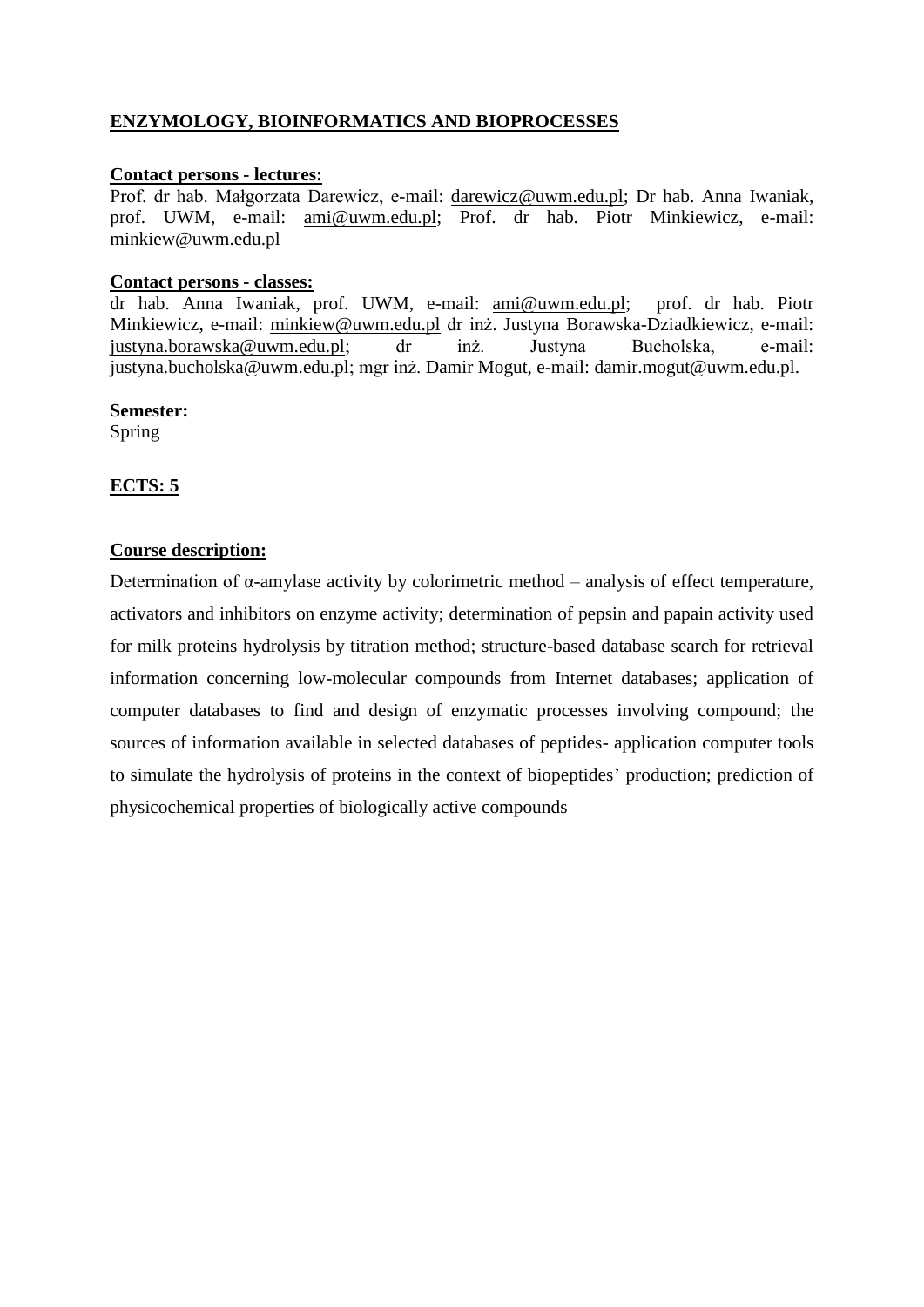## ENZYMOLOGY, BIOINFORMATICS AND BIOPROCESSES

**Contact persons - lectures:**
Prof. dr hab. Małgorzata Darewicz, e-mail: darewicz@uwm.edu.pl; Dr hab. Anna Iwaniak, prof. UWM, e-mail: ami@uwm.edu.pl; Prof. dr hab. Piotr Minkiewicz, e-mail: minkiew@uwm.edu.pl

**Contact persons - classes:**
dr hab. Anna Iwaniak, prof. UWM, e-mail: ami@uwm.edu.pl; prof. dr hab. Piotr Minkiewicz, e-mail: minkiew@uwm.edu.pl dr inż. Justyna Borawska-Dziadkiewicz, e-mail: justyna.borawska@uwm.edu.pl; dr inż. Justyna Bucholska, e-mail: justyna.bucholska@uwm.edu.pl; mgr inż. Damir Mogut, e-mail: damir.mogut@uwm.edu.pl.

**Semester:**
Spring

**ECTS: 5**

**Course description:**

Determination of α-amylase activity by colorimetric method – analysis of effect temperature, activators and inhibitors on enzyme activity; determination of pepsin and papain activity used for milk proteins hydrolysis by titration method; structure-based database search for retrieval information concerning low-molecular compounds from Internet databases; application of computer databases to find and design of enzymatic processes involving compound; the sources of information available in selected databases of peptides- application computer tools to simulate the hydrolysis of proteins in the context of biopeptides' production; prediction of physicochemical properties of biologically active compounds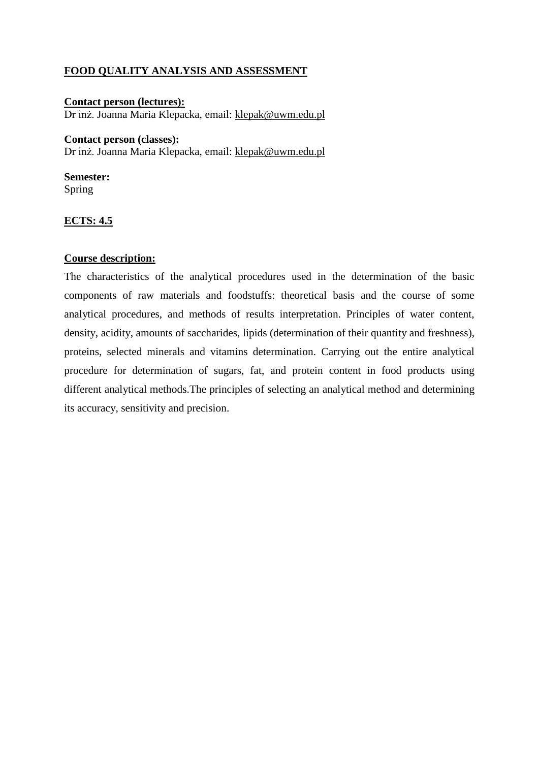# FOOD QUALITY ANALYSIS AND ASSESSMENT

**Contact person (lectures):**
Dr inż. Joanna Maria Klepacka, email: klepak@uwm.edu.pl

**Contact person (classes):**
Dr inż. Joanna Maria Klepacka, email: klepak@uwm.edu.pl

**Semester:**
Spring

**ECTS: 4.5**

**Course description:**

The characteristics of the analytical procedures used in the determination of the basic components of raw materials and foodstuffs: theoretical basis and the course of some analytical procedures, and methods of results interpretation. Principles of water content, density, acidity, amounts of saccharides, lipids (determination of their quantity and freshness), proteins, selected minerals and vitamins determination. Carrying out the entire analytical procedure for determination of sugars, fat, and protein content in food products using different analytical methods.The principles of selecting an analytical method and determining its accuracy, sensitivity and precision.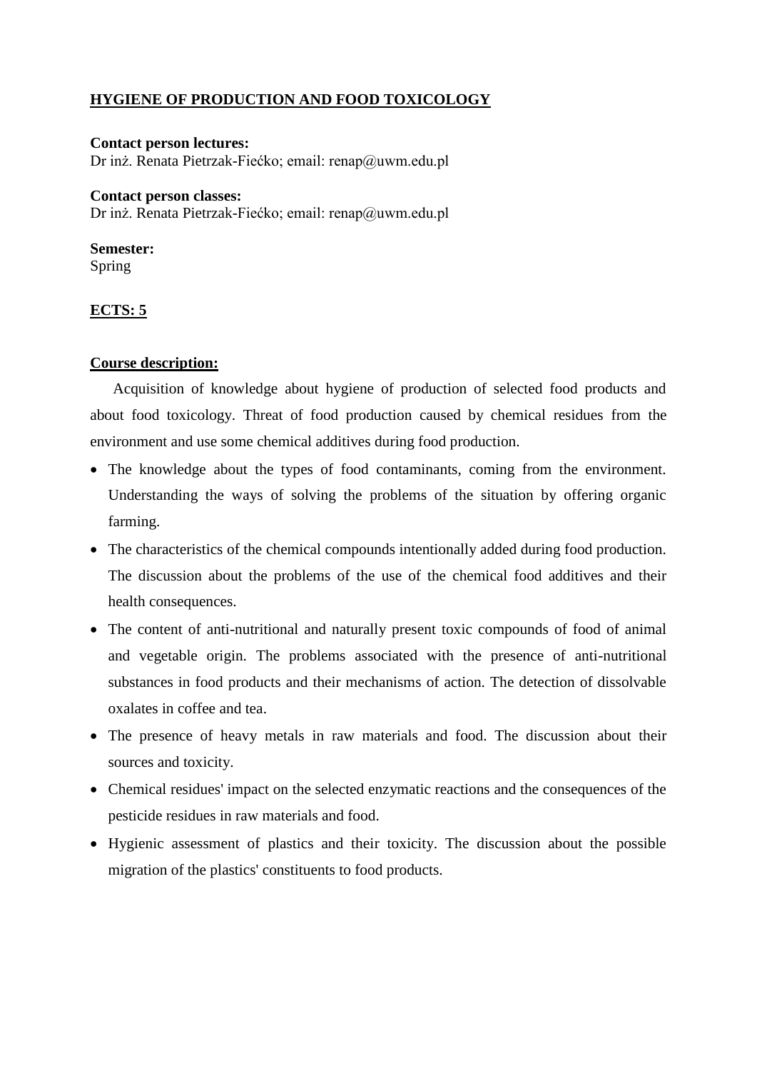## HYGIENE OF PRODUCTION AND FOOD TOXICOLOGY

**Contact person lectures:**
Dr inż. Renata Pietrzak-Fiećko; email: renap@uwm.edu.pl

**Contact person classes:**
Dr inż. Renata Pietrzak-Fiećko; email: renap@uwm.edu.pl

**Semester:**
Spring

**ECTS: 5**

**Course description:**

Acquisition of knowledge about hygiene of production of selected food products and about food toxicology. Threat of food production caused by chemical residues from the environment and use some chemical additives during food production.

- The knowledge about the types of food contaminants, coming from the environment. Understanding the ways of solving the problems of the situation by offering organic farming.
- The characteristics of the chemical compounds intentionally added during food production. The discussion about the problems of the use of the chemical food additives and their health consequences.
- The content of anti-nutritional and naturally present toxic compounds of food of animal and vegetable origin. The problems associated with the presence of anti-nutritional substances in food products and their mechanisms of action. The detection of dissolvable oxalates in coffee and tea.
- The presence of heavy metals in raw materials and food. The discussion about their sources and toxicity.
- Chemical residues' impact on the selected enzymatic reactions and the consequences of the pesticide residues in raw materials and food.
- Hygienic assessment of plastics and their toxicity. The discussion about the possible migration of the plastics' constituents to food products.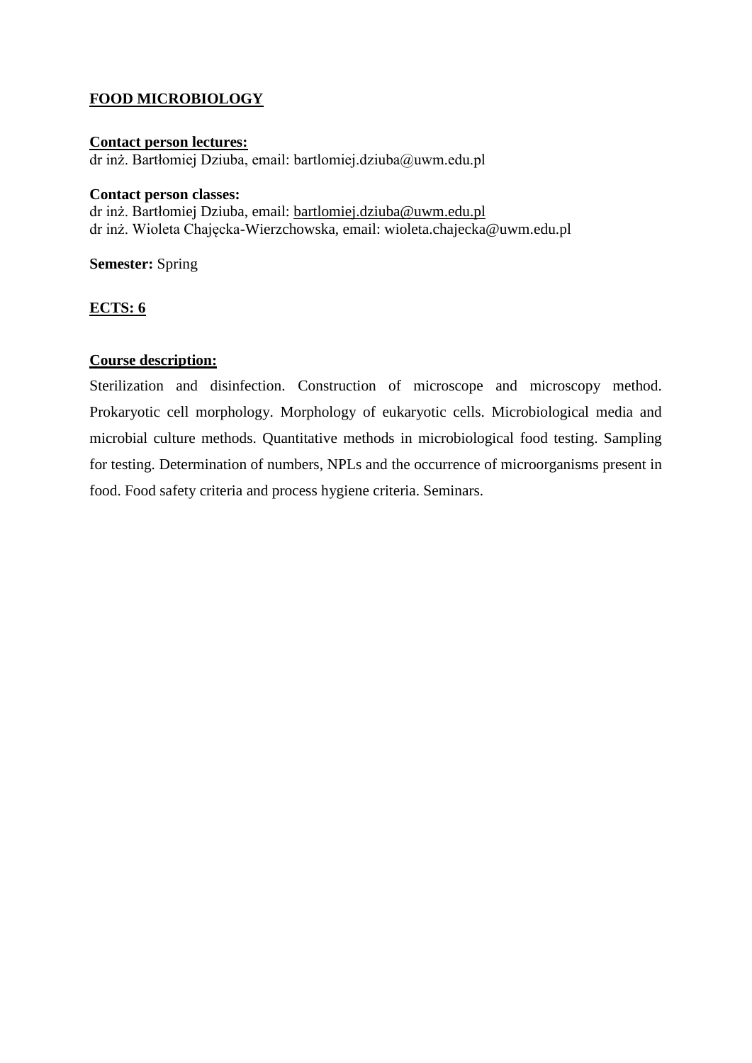## FOOD MICROBIOLOGY

**Contact person lectures:**
dr inż. Bartłomiej Dziuba, email: bartlomiej.dziuba@uwm.edu.pl

**Contact person classes:**
dr inż. Bartłomiej Dziuba, email: bartlomiej.dziuba@uwm.edu.pl
dr inż. Wioleta Chajęcka-Wierzchowska, email: wioleta.chajecka@uwm.edu.pl

**Semester:** Spring

**ECTS: 6**

**Course description:**

Sterilization and disinfection. Construction of microscope and microscopy method. Prokaryotic cell morphology. Morphology of eukaryotic cells. Microbiological media and microbial culture methods. Quantitative methods in microbiological food testing. Sampling for testing. Determination of numbers, NPLs and the occurrence of microorganisms present in food. Food safety criteria and process hygiene criteria. Seminars.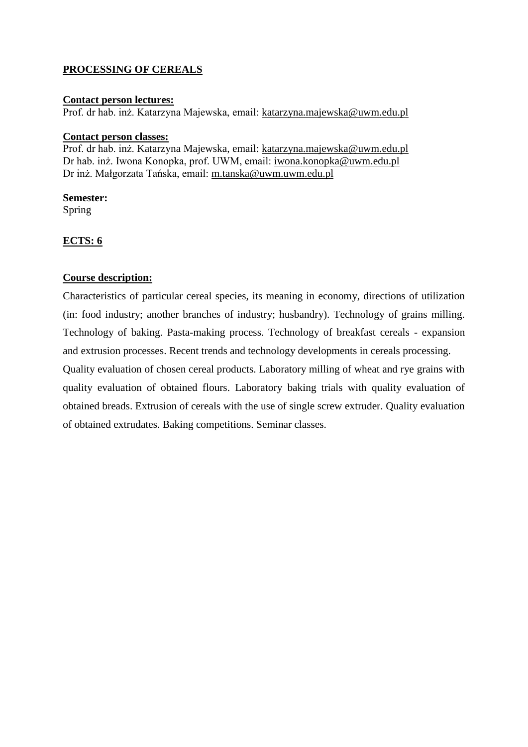## PROCESSING OF CEREALS

**Contact person lectures:**
Prof. dr hab. inż. Katarzyna Majewska, email: katarzyna.majewska@uwm.edu.pl

**Contact person classes:**
Prof. dr hab. inż. Katarzyna Majewska, email: katarzyna.majewska@uwm.edu.pl
Dr hab. inż. Iwona Konopka, prof. UWM, email: iwona.konopka@uwm.edu.pl
Dr inż. Małgorzata Tańska, email: m.tanska@uwm.uwm.edu.pl

**Semester:**
Spring

**ECTS: 6**

**Course description:**

Characteristics of particular cereal species, its meaning in economy, directions of utilization (in: food industry; another branches of industry; husbandry). Technology of grains milling. Technology of baking. Pasta-making process. Technology of breakfast cereals - expansion and extrusion processes. Recent trends and technology developments in cereals processing.
Quality evaluation of chosen cereal products. Laboratory milling of wheat and rye grains with quality evaluation of obtained flours. Laboratory baking trials with quality evaluation of obtained breads. Extrusion of cereals with the use of single screw extruder. Quality evaluation of obtained extrudates. Baking competitions. Seminar classes.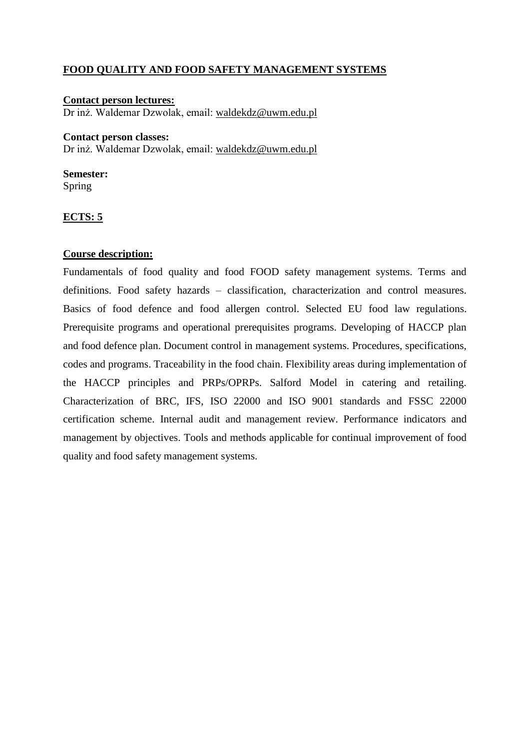## FOOD QUALITY AND FOOD SAFETY MANAGEMENT SYSTEMS

**Contact person lectures:**
Dr inż. Waldemar Dzwolak, email: waldekdz@uwm.edu.pl

**Contact person classes:**
Dr inż. Waldemar Dzwolak, email: waldekdz@uwm.edu.pl

**Semester:**
Spring

**ECTS: 5**

**Course description:**

Fundamentals of food quality and food FOOD safety management systems. Terms and definitions. Food safety hazards – classification, characterization and control measures. Basics of food defence and food allergen control. Selected EU food law regulations. Prerequisite programs and operational prerequisites programs. Developing of HACCP plan and food defence plan. Document control in management systems. Procedures, specifications, codes and programs. Traceability in the food chain. Flexibility areas during implementation of the HACCP principles and PRPs/OPRPs. Salford Model in catering and retailing. Characterization of BRC, IFS, ISO 22000 and ISO 9001 standards and FSSC 22000 certification scheme. Internal audit and management review. Performance indicators and management by objectives. Tools and methods applicable for continual improvement of food quality and food safety management systems.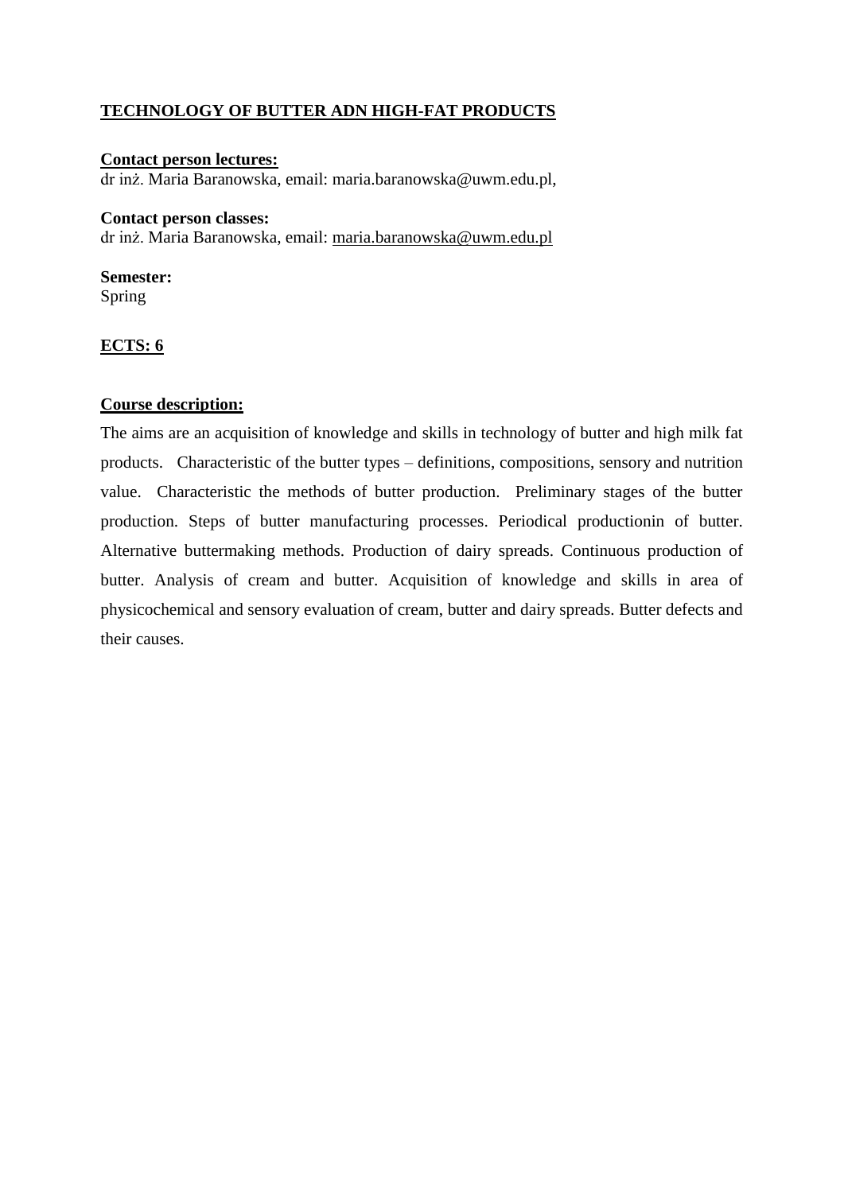## TECHNOLOGY OF BUTTER ADN HIGH-FAT PRODUCTS

**Contact person lectures:**
dr inż. Maria Baranowska, email: maria.baranowska@uwm.edu.pl,

**Contact person classes:**
dr inż. Maria Baranowska, email: maria.baranowska@uwm.edu.pl

**Semester:**
Spring

**ECTS: 6**

**Course description:**

The aims are an acquisition of knowledge and skills in technology of butter and high milk fat products. Characteristic of the butter types – definitions, compositions, sensory and nutrition value. Characteristic the methods of butter production. Preliminary stages of the butter production. Steps of butter manufacturing processes. Periodical productionin of butter. Alternative buttermaking methods. Production of dairy spreads. Continuous production of butter. Analysis of cream and butter. Acquisition of knowledge and skills in area of physicochemical and sensory evaluation of cream, butter and dairy spreads. Butter defects and their causes.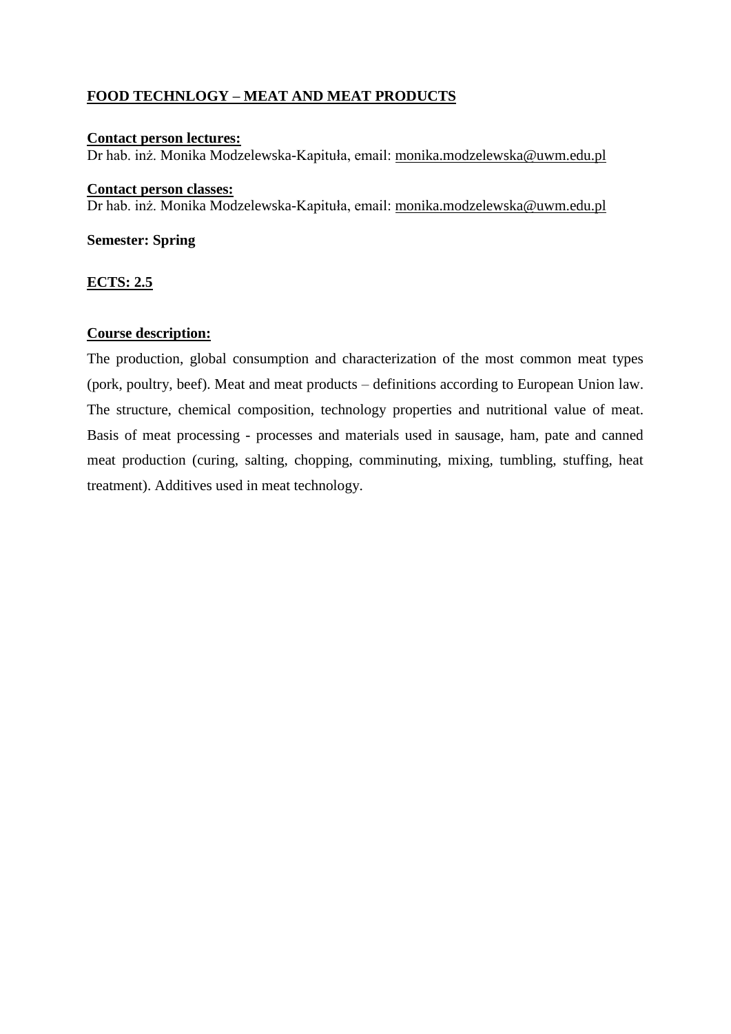## FOOD TECHNLOGY – MEAT AND MEAT PRODUCTS

**Contact person lectures:**
Dr hab. inż. Monika Modzelewska-Kapituła, email: monika.modzelewska@uwm.edu.pl

**Contact person classes:**
Dr hab. inż. Monika Modzelewska-Kapituła, email: monika.modzelewska@uwm.edu.pl

**Semester: Spring**

**ECTS: 2.5**

**Course description:**

The production, global consumption and characterization of the most common meat types (pork, poultry, beef). Meat and meat products – definitions according to European Union law. The structure, chemical composition, technology properties and nutritional value of meat. Basis of meat processing - processes and materials used in sausage, ham, pate and canned meat production (curing, salting, chopping, comminuting, mixing, tumbling, stuffing, heat treatment). Additives used in meat technology.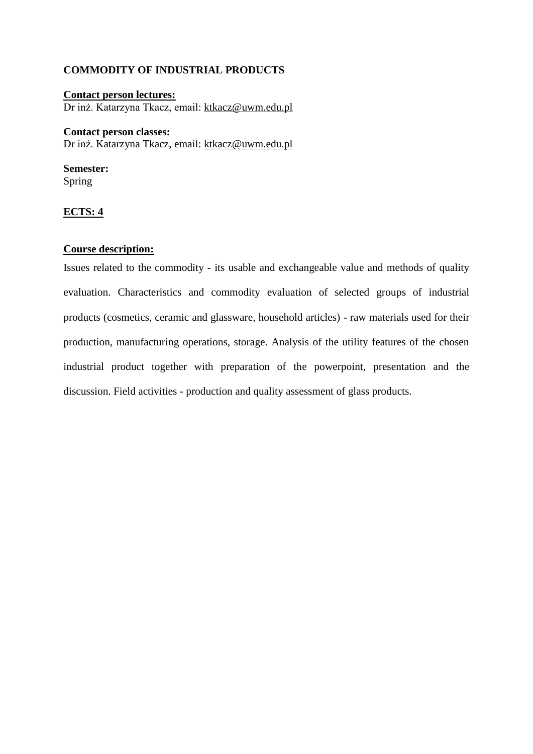**COMMODITY OF INDUSTRIAL PRODUCTS**

**Contact person lectures:**
Dr inż. Katarzyna Tkacz, email: ktkacz@uwm.edu.pl

**Contact person classes:**
Dr inż. Katarzyna Tkacz, email: ktkacz@uwm.edu.pl

**Semester:**
Spring

**ECTS: 4**

**Course description:**

Issues related to the commodity - its usable and exchangeable value and methods of quality evaluation. Characteristics and commodity evaluation of selected groups of industrial products (cosmetics, ceramic and glassware, household articles) - raw materials used for their production, manufacturing operations, storage. Analysis of the utility features of the chosen industrial product together with preparation of the powerpoint, presentation and the discussion. Field activities - production and quality assessment of glass products.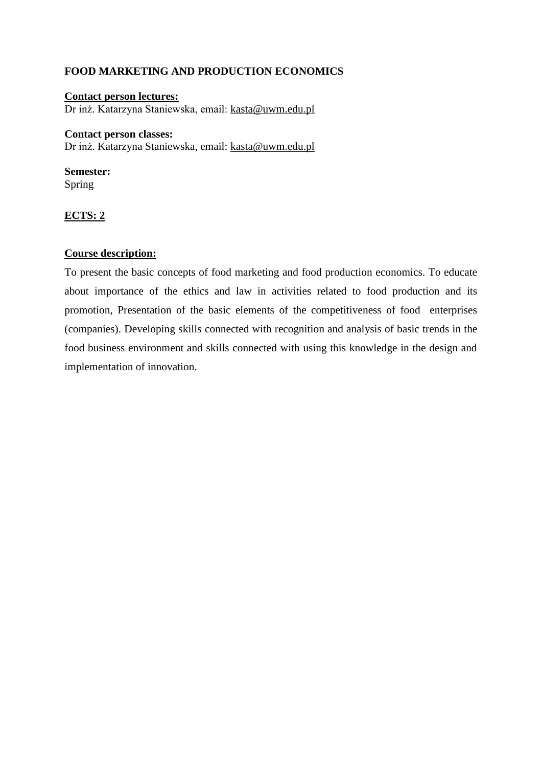**FOOD MARKETING AND PRODUCTION ECONOMICS**

**Contact person lectures:**
Dr inż. Katarzyna Staniewska, email: kasta@uwm.edu.pl

**Contact person classes:**
Dr inż. Katarzyna Staniewska, email: kasta@uwm.edu.pl

**Semester:**
Spring

**ECTS: 2**

**Course description:**

To present the basic concepts of food marketing and food production economics. To educate about importance of the ethics and law in activities related to food production and its promotion, Presentation of the basic elements of the competitiveness of food enterprises (companies). Developing skills connected with recognition and analysis of basic trends in the food business environment and skills connected with using this knowledge in the design and implementation of innovation.